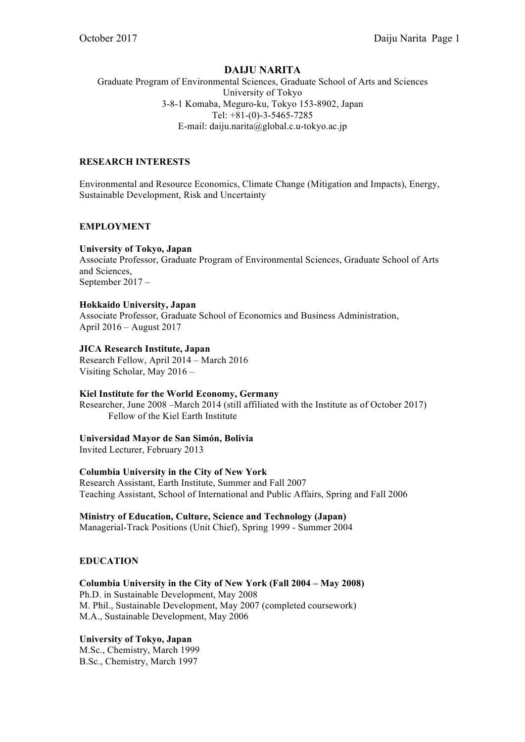# DAIJU NARITA

Graduate Program of Environmental Sciences, Graduate School of Arts and Sciences
University of Tokyo
3-8-1 Komaba, Meguro-ku, Tokyo 153-8902, Japan
Tel: +81-(0)-3-5465-7285
E-mail: daiju.narita@global.c.u-tokyo.ac.jp

## RESEARCH INTERESTS

Environmental and Resource Economics, Climate Change (Mitigation and Impacts), Energy, Sustainable Development, Risk and Uncertainty

## EMPLOYMENT

**University of Tokyo, Japan**
Associate Professor, Graduate Program of Environmental Sciences, Graduate School of Arts and Sciences,
September 2017 –

**Hokkaido University, Japan**
Associate Professor, Graduate School of Economics and Business Administration,
April 2016 – August 2017

**JICA Research Institute, Japan**
Research Fellow, April 2014 – March 2016
Visiting Scholar, May 2016 –

**Kiel Institute for the World Economy, Germany**
Researcher, June 2008 –March 2014 (still affiliated with the Institute as of October 2017)
Fellow of the Kiel Earth Institute

**Universidad Mayor de San Simón, Bolivia**
Invited Lecturer, February 2013

**Columbia University in the City of New York**
Research Assistant, Earth Institute, Summer and Fall 2007
Teaching Assistant, School of International and Public Affairs, Spring and Fall 2006

**Ministry of Education, Culture, Science and Technology (Japan)**
Managerial-Track Positions (Unit Chief), Spring 1999 - Summer 2004

## EDUCATION

**Columbia University in the City of New York (Fall 2004 – May 2008)**
Ph.D. in Sustainable Development, May 2008
M. Phil., Sustainable Development, May 2007 (completed coursework)
M.A., Sustainable Development, May 2006

**University of Tokyo, Japan**
M.Sc., Chemistry, March 1999
B.Sc., Chemistry, March 1997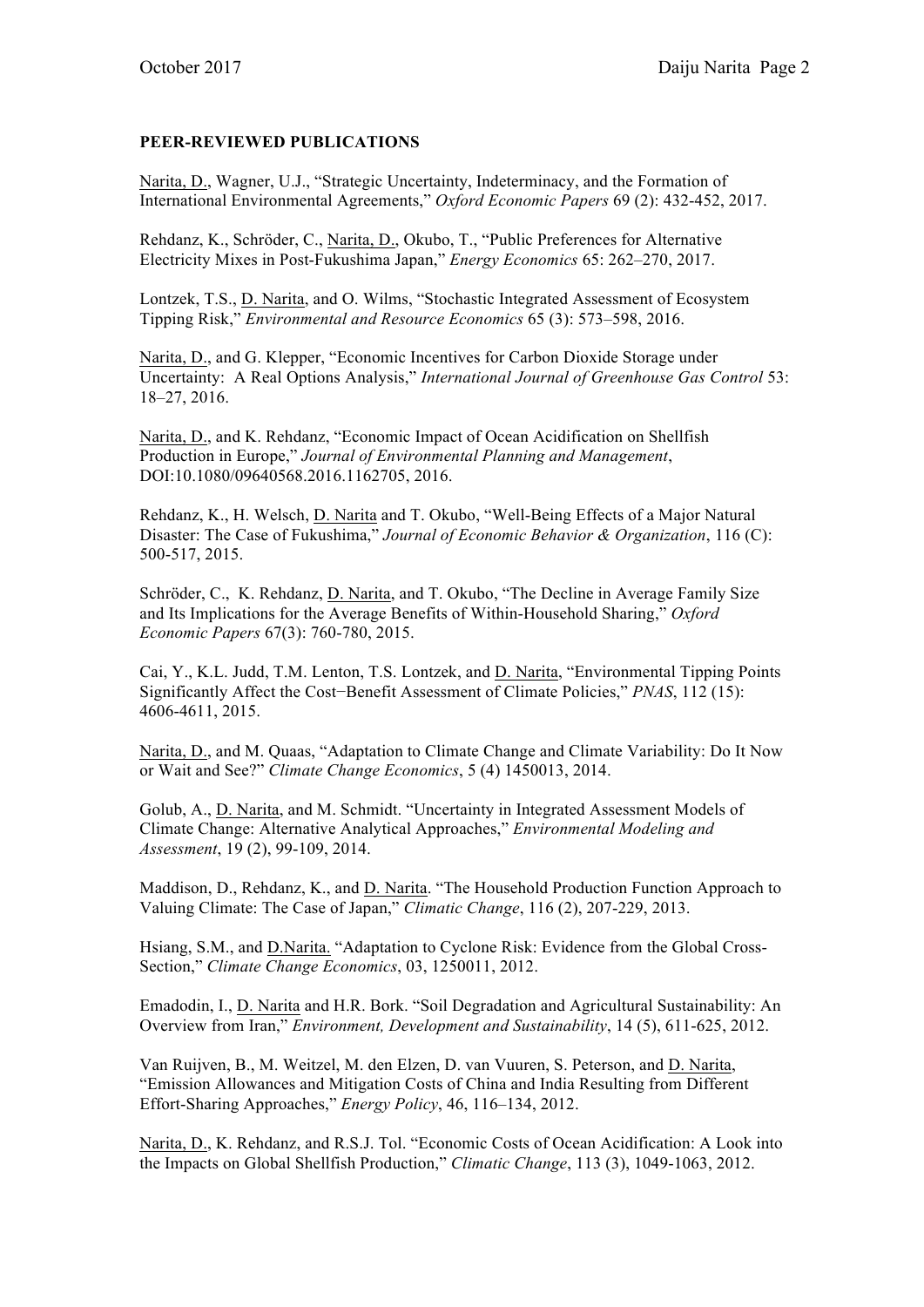**PEER-REVIEWED PUBLICATIONS**

Narita, D., Wagner, U.J., "Strategic Uncertainty, Indeterminacy, and the Formation of International Environmental Agreements," *Oxford Economic Papers* 69 (2): 432-452, 2017.

Rehdanz, K., Schröder, C., Narita, D., Okubo, T., "Public Preferences for Alternative Electricity Mixes in Post-Fukushima Japan," *Energy Economics* 65: 262–270, 2017.

Lontzek, T.S., D. Narita, and O. Wilms, "Stochastic Integrated Assessment of Ecosystem Tipping Risk," *Environmental and Resource Economics* 65 (3): 573–598, 2016.

Narita, D., and G. Klepper, "Economic Incentives for Carbon Dioxide Storage under Uncertainty: A Real Options Analysis," *International Journal of Greenhouse Gas Control* 53: 18–27, 2016.

Narita, D., and K. Rehdanz, "Economic Impact of Ocean Acidification on Shellfish Production in Europe," *Journal of Environmental Planning and Management*, DOI:10.1080/09640568.2016.1162705, 2016.

Rehdanz, K., H. Welsch, D. Narita and T. Okubo, "Well-Being Effects of a Major Natural Disaster: The Case of Fukushima," *Journal of Economic Behavior & Organization*, 116 (C): 500-517, 2015.

Schröder, C., K. Rehdanz, D. Narita, and T. Okubo, "The Decline in Average Family Size and Its Implications for the Average Benefits of Within-Household Sharing," *Oxford Economic Papers* 67(3): 760-780, 2015.

Cai, Y., K.L. Judd, T.M. Lenton, T.S. Lontzek, and D. Narita, "Environmental Tipping Points Significantly Affect the Cost−Benefit Assessment of Climate Policies," *PNAS*, 112 (15): 4606-4611, 2015.

Narita, D., and M. Quaas, "Adaptation to Climate Change and Climate Variability: Do It Now or Wait and See?" *Climate Change Economics*, 5 (4) 1450013, 2014.

Golub, A., D. Narita, and M. Schmidt. "Uncertainty in Integrated Assessment Models of Climate Change: Alternative Analytical Approaches," *Environmental Modeling and Assessment*, 19 (2), 99-109, 2014.

Maddison, D., Rehdanz, K., and D. Narita. "The Household Production Function Approach to Valuing Climate: The Case of Japan," *Climatic Change*, 116 (2), 207-229, 2013.

Hsiang, S.M., and D.Narita. "Adaptation to Cyclone Risk: Evidence from the Global Cross-Section," *Climate Change Economics*, 03, 1250011, 2012.

Emadodin, I., D. Narita and H.R. Bork. "Soil Degradation and Agricultural Sustainability: An Overview from Iran," *Environment, Development and Sustainability*, 14 (5), 611-625, 2012.

Van Ruijven, B., M. Weitzel, M. den Elzen, D. van Vuuren, S. Peterson, and D. Narita, "Emission Allowances and Mitigation Costs of China and India Resulting from Different Effort-Sharing Approaches," *Energy Policy*, 46, 116–134, 2012.

Narita, D., K. Rehdanz, and R.S.J. Tol. "Economic Costs of Ocean Acidification: A Look into the Impacts on Global Shellfish Production," *Climatic Change*, 113 (3), 1049-1063, 2012.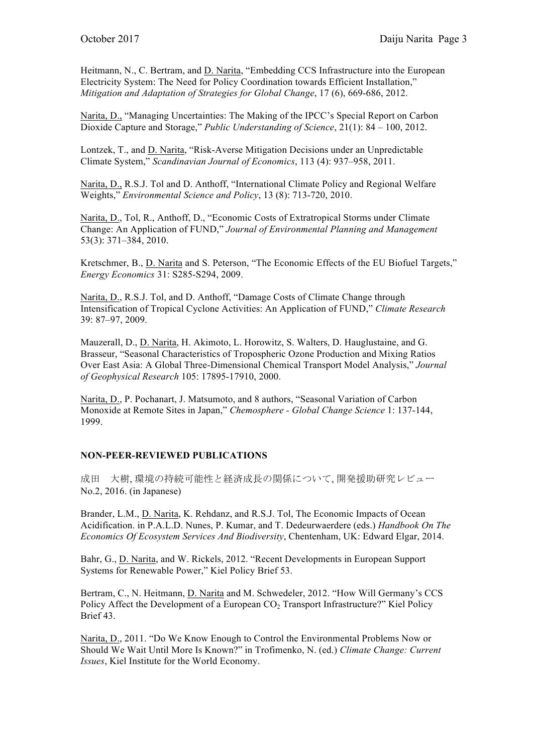Heitmann, N., C. Bertram, and D. Narita, "Embedding CCS Infrastructure into the European Electricity System: The Need for Policy Coordination towards Efficient Installation," *Mitigation and Adaptation of Strategies for Global Change*, 17 (6), 669-686, 2012.

Narita, D., "Managing Uncertainties: The Making of the IPCC's Special Report on Carbon Dioxide Capture and Storage," *Public Understanding of Science*, 21(1): 84 – 100, 2012.

Lontzek, T., and D. Narita, "Risk-Averse Mitigation Decisions under an Unpredictable Climate System," *Scandinavian Journal of Economics*, 113 (4): 937–958, 2011.

Narita, D., R.S.J. Tol and D. Anthoff, "International Climate Policy and Regional Welfare Weights," *Environmental Science and Policy*, 13 (8): 713-720, 2010.

Narita, D., Tol, R., Anthoff, D., "Economic Costs of Extratropical Storms under Climate Change: An Application of FUND," *Journal of Environmental Planning and Management* 53(3): 371–384, 2010.

Kretschmer, B., D. Narita and S. Peterson, "The Economic Effects of the EU Biofuel Targets," *Energy Economics* 31: S285-S294, 2009.

Narita, D., R.S.J. Tol, and D. Anthoff, "Damage Costs of Climate Change through Intensification of Tropical Cyclone Activities: An Application of FUND," *Climate Research* 39: 87–97, 2009.

Mauzerall, D., D. Narita, H. Akimoto, L. Horowitz, S. Walters, D. Hauglustaine, and G. Brasseur, "Seasonal Characteristics of Tropospheric Ozone Production and Mixing Ratios Over East Asia: A Global Three-Dimensional Chemical Transport Model Analysis," *Journal of Geophysical Research* 105: 17895-17910, 2000.

Narita, D., P. Pochanart, J. Matsumoto, and 8 authors, "Seasonal Variation of Carbon Monoxide at Remote Sites in Japan," *Chemosphere - Global Change Science* 1: 137-144, 1999.

**NON-PEER-REVIEWED PUBLICATIONS**

成田　大樹, 環境の持続可能性と経済成長の関係について, 開発援助研究レビュー No.2, 2016. (in Japanese)

Brander, L.M., D. Narita, K. Rehdanz, and R.S.J. Tol, The Economic Impacts of Ocean Acidification. in P.A.L.D. Nunes, P. Kumar, and T. Dedeurwaerdere (eds.) *Handbook On The Economics Of Ecosystem Services And Biodiversity*, Chentenham, UK: Edward Elgar, 2014.

Bahr, G., D. Narita, and W. Rickels, 2012. "Recent Developments in European Support Systems for Renewable Power," Kiel Policy Brief 53.

Bertram, C., N. Heitmann, D. Narita and M. Schwedeler, 2012. "How Will Germany's CCS Policy Affect the Development of a European $CO_2$ Transport Infrastructure?" Kiel Policy Brief 43.

Narita, D., 2011. "Do We Know Enough to Control the Environmental Problems Now or Should We Wait Until More Is Known?" in Trofimenko, N. (ed.) *Climate Change: Current Issues*, Kiel Institute for the World Economy.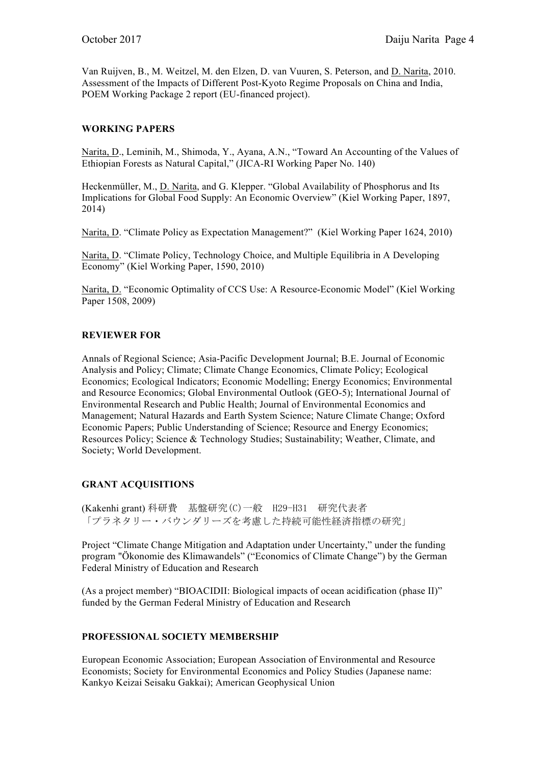Van Ruijven, B., M. Weitzel, M. den Elzen, D. van Vuuren, S. Peterson, and D. Narita, 2010. Assessment of the Impacts of Different Post-Kyoto Regime Proposals on China and India, POEM Working Package 2 report (EU-financed project).

## WORKING PAPERS

Narita, D., Leminih, M., Shimoda, Y., Ayana, A.N., "Toward An Accounting of the Values of Ethiopian Forests as Natural Capital," (JICA-RI Working Paper No. 140)

Heckenmüller, M., D. Narita, and G. Klepper. "Global Availability of Phosphorus and Its Implications for Global Food Supply: An Economic Overview" (Kiel Working Paper, 1897, 2014)

Narita, D. "Climate Policy as Expectation Management?" (Kiel Working Paper 1624, 2010)

Narita, D. "Climate Policy, Technology Choice, and Multiple Equilibria in A Developing Economy" (Kiel Working Paper, 1590, 2010)

Narita, D. "Economic Optimality of CCS Use: A Resource-Economic Model" (Kiel Working Paper 1508, 2009)

## REVIEWER FOR

Annals of Regional Science; Asia-Pacific Development Journal; B.E. Journal of Economic Analysis and Policy; Climate; Climate Change Economics, Climate Policy; Ecological Economics; Ecological Indicators; Economic Modelling; Energy Economics; Environmental and Resource Economics; Global Environmental Outlook (GEO-5); International Journal of Environmental Research and Public Health; Journal of Environmental Economics and Management; Natural Hazards and Earth System Science; Nature Climate Change; Oxford Economic Papers; Public Understanding of Science; Resource and Energy Economics; Resources Policy; Science & Technology Studies; Sustainability; Weather, Climate, and Society; World Development.

## GRANT ACQUISITIONS

(Kakenhi grant) 科研費　基盤研究(C)一般　H29-H31　研究代表者
「プラネタリー・バウンダリーズを考慮した持続可能性経済指標の研究」

Project "Climate Change Mitigation and Adaptation under Uncertainty," under the funding program "Ökonomie des Klimawandels" ("Economics of Climate Change") by the German Federal Ministry of Education and Research

(As a project member) "BIOACIDII: Biological impacts of ocean acidification (phase II)" funded by the German Federal Ministry of Education and Research

## PROFESSIONAL SOCIETY MEMBERSHIP

European Economic Association; European Association of Environmental and Resource Economists; Society for Environmental Economics and Policy Studies (Japanese name: Kankyo Keizai Seisaku Gakkai); American Geophysical Union